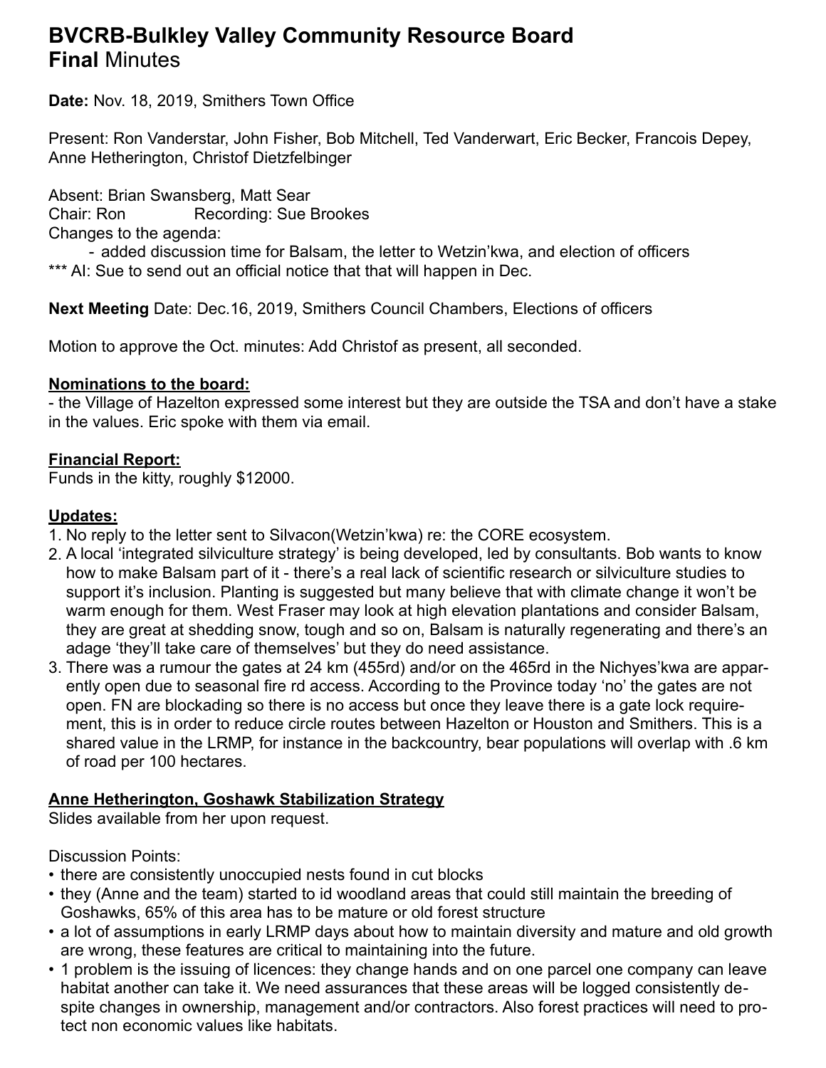# BVCRB-Bulkley Valley Community Resource Board
## **Final** Minutes

**Date:** Nov. 18, 2019, Smithers Town Office

Present: Ron Vanderstar, John Fisher, Bob Mitchell, Ted Vanderwart, Eric Becker, Francois Depey, Anne Hetherington, Christof Dietzfelbinger

Absent: Brian Swansberg, Matt Sear
Chair: Ron Recording: Sue Brookes
Changes to the agenda:

- added discussion time for Balsam, the letter to Wetzin'kwa, and election of officers

*** AI: Sue to send out an official notice that that will happen in Dec.

**Next Meeting** Date: Dec.16, 2019, Smithers Council Chambers, Elections of officers

Motion to approve the Oct. minutes: Add Christof as present, all seconded.

**Nominations to the board:**

- the Village of Hazelton expressed some interest but they are outside the TSA and don't have a stake in the values. Eric spoke with them via email.

**Financial Report:**

Funds in the kitty, roughly $12000.

**Updates:**

1. No reply to the letter sent to Silvacon(Wetzin'kwa) re: the CORE ecosystem.
2. A local 'integrated silviculture strategy' is being developed, led by consultants. Bob wants to know how to make Balsam part of it - there's a real lack of scientific research or silviculture studies to support it's inclusion. Planting is suggested but many believe that with climate change it won't be warm enough for them. West Fraser may look at high elevation plantations and consider Balsam, they are great at shedding snow, tough and so on, Balsam is naturally regenerating and there's an adage 'they'll take care of themselves' but they do need assistance.
3. There was a rumour the gates at 24 km (455rd) and/or on the 465rd in the Nichyes'kwa are apparently open due to seasonal fire rd access. According to the Province today 'no' the gates are not open. FN are blockading so there is no access but once they leave there is a gate lock requirement, this is in order to reduce circle routes between Hazelton or Houston and Smithers. This is a shared value in the LRMP, for instance in the backcountry, bear populations will overlap with .6 km of road per 100 hectares.

**Anne Hetherington, Goshawk Stabilization Strategy**

Slides available from her upon request.

Discussion Points:

- there are consistently unoccupied nests found in cut blocks
- they (Anne and the team) started to id woodland areas that could still maintain the breeding of Goshawks, 65% of this area has to be mature or old forest structure
- a lot of assumptions in early LRMP days about how to maintain diversity and mature and old growth are wrong, these features are critical to maintaining into the future.
- 1 problem is the issuing of licences: they change hands and on one parcel one company can leave habitat another can take it. We need assurances that these areas will be logged consistently despite changes in ownership, management and/or contractors. Also forest practices will need to protect non economic values like habitats.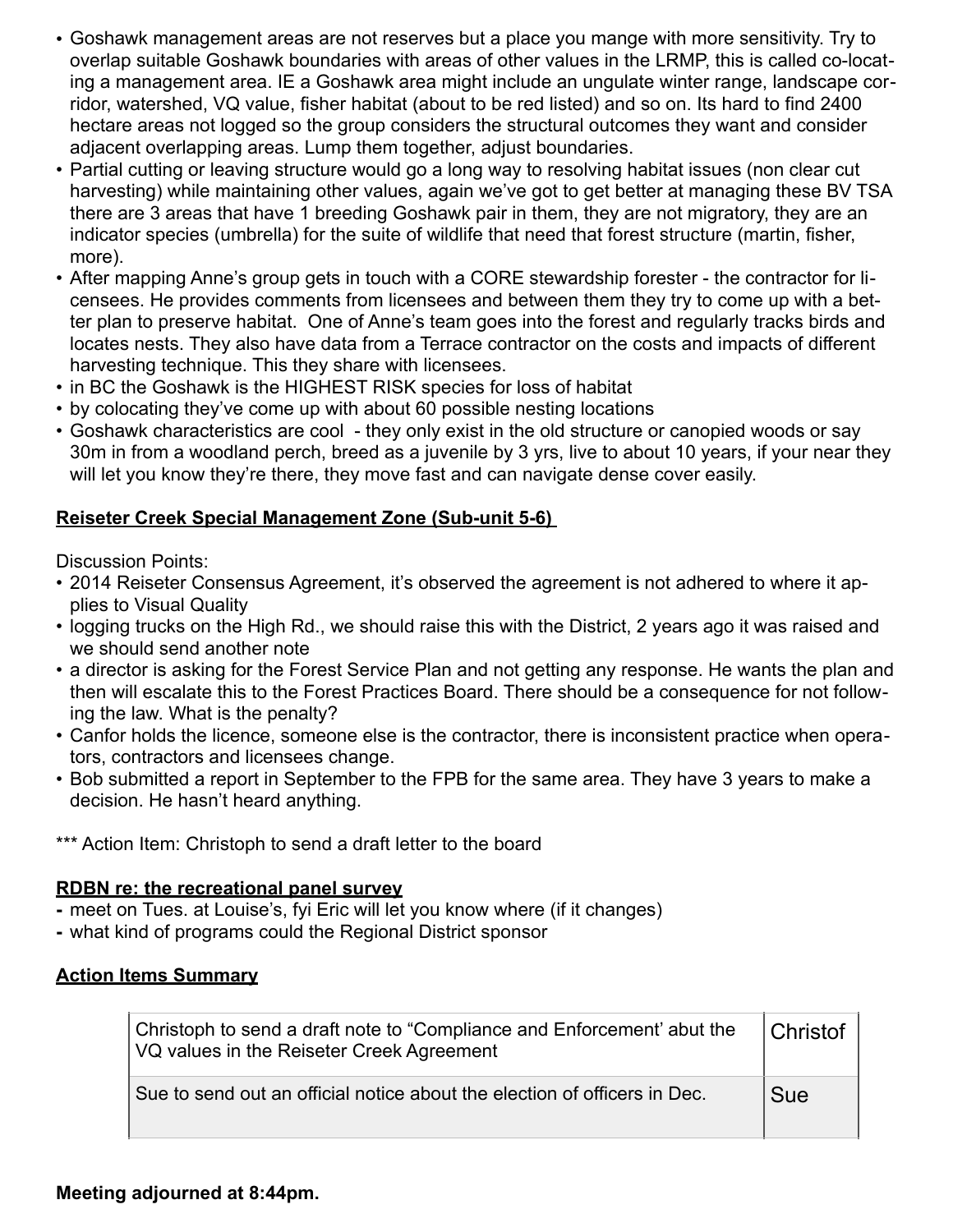- Goshawk management areas are not reserves but a place you mange with more sensitivity. Try to overlap suitable Goshawk boundaries with areas of other values in the LRMP, this is called co-locating a management area. IE a Goshawk area might include an ungulate winter range, landscape corridor, watershed, VQ value, fisher habitat (about to be red listed) and so on. Its hard to find 2400 hectare areas not logged so the group considers the structural outcomes they want and consider adjacent overlapping areas. Lump them together, adjust boundaries.
- Partial cutting or leaving structure would go a long way to resolving habitat issues (non clear cut harvesting) while maintaining other values, again we've got to get better at managing these BV TSA there are 3 areas that have 1 breeding Goshawk pair in them, they are not migratory, they are an indicator species (umbrella) for the suite of wildlife that need that forest structure (martin, fisher, more).
- After mapping Anne's group gets in touch with a CORE stewardship forester - the contractor for licensees. He provides comments from licensees and between them they try to come up with a better plan to preserve habitat. One of Anne's team goes into the forest and regularly tracks birds and locates nests. They also have data from a Terrace contractor on the costs and impacts of different harvesting technique. This they share with licensees.
- in BC the Goshawk is the HIGHEST RISK species for loss of habitat
- by colocating they've come up with about 60 possible nesting locations
- Goshawk characteristics are cool - they only exist in the old structure or canopied woods or say 30m in from a woodland perch, breed as a juvenile by 3 yrs, live to about 10 years, if your near they will let you know they're there, they move fast and can navigate dense cover easily.

**Reiseter Creek Special Management Zone (Sub-unit 5-6)**

Discussion Points:

- 2014 Reiseter Consensus Agreement, it's observed the agreement is not adhered to where it applies to Visual Quality
- logging trucks on the High Rd., we should raise this with the District, 2 years ago it was raised and we should send another note
- a director is asking for the Forest Service Plan and not getting any response. He wants the plan and then will escalate this to the Forest Practices Board. There should be a consequence for not following the law. What is the penalty?
- Canfor holds the licence, someone else is the contractor, there is inconsistent practice when operators, contractors and licensees change.
- Bob submitted a report in September to the FPB for the same area. They have 3 years to make a decision. He hasn't heard anything.

*** Action Item: Christoph to send a draft letter to the board

**RDBN re: the recreational panel survey**

- meet on Tues. at Louise's, fyi Eric will let you know where (if it changes)
- what kind of programs could the Regional District sponsor

**Action Items Summary**

| | |
|---|---|
| Christoph to send a draft note to "Compliance and Enforcement' abut the VQ values in the Reiseter Creek Agreement | Christof |
| Sue to send out an official notice about the election of officers in Dec. | Sue |

**Meeting adjourned at 8:44pm.**